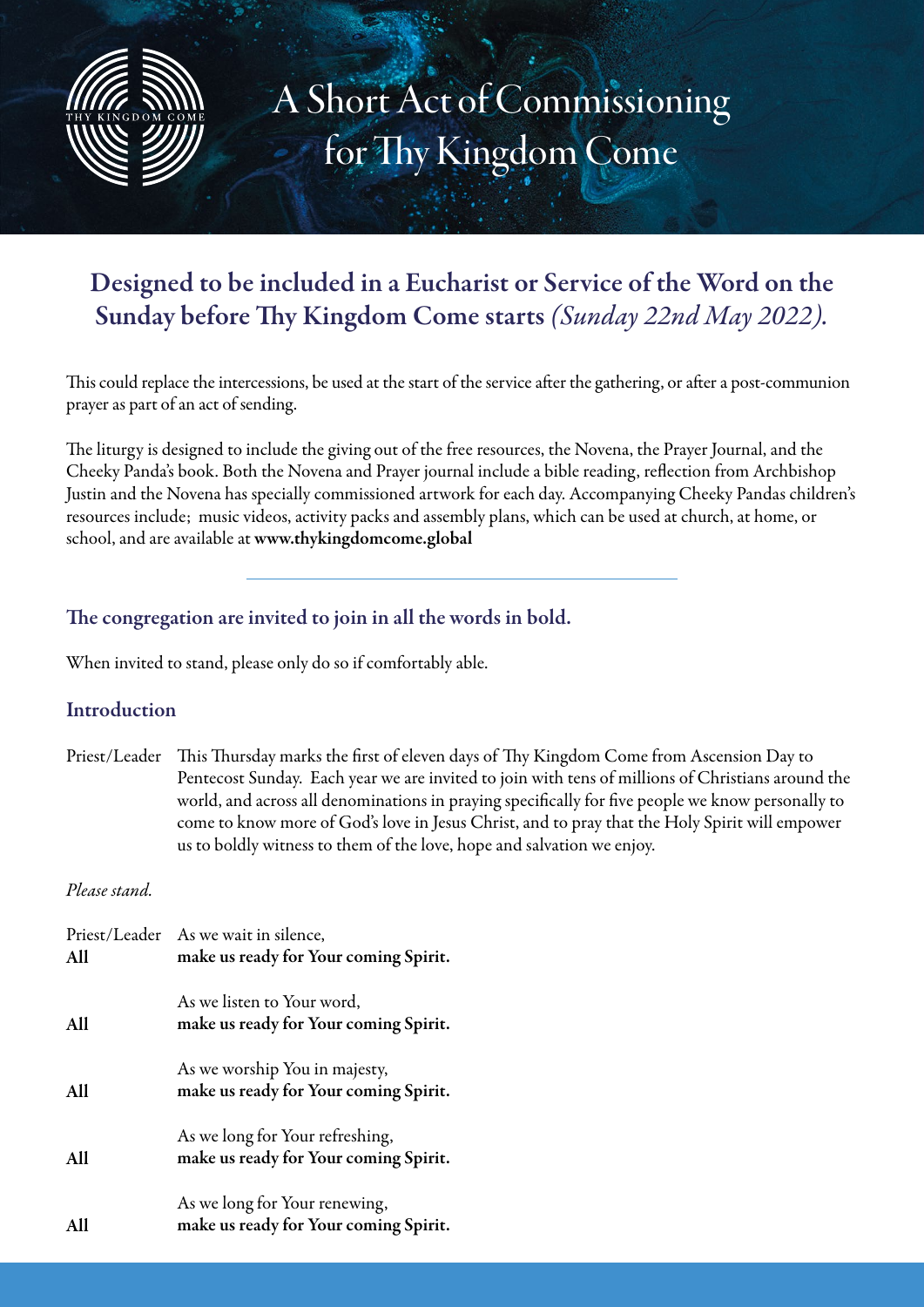# A Short Act of Commissioning for Thy Kingdom Come

## Designed to be included in a Eucharist or Service of the Word on the Sunday before Thy Kingdom Come starts *(Sunday 22nd May 2022).*

This could replace the intercessions, be used at the start of the service after the gathering, or after a post-communion prayer as part of an act of sending.

The liturgy is designed to include the giving out of the free resources, the Novena, the Prayer Journal, and the Cheeky Panda's book. Both the Novena and Prayer journal include a bible reading, reflection from Archbishop Justin and the Novena has specially commissioned artwork for each day. Accompanying Cheeky Pandas children's resources include; music videos, activity packs and assembly plans, which can be used at church, at home, or school, and are available at **www.thykingdomcome.global**

---

### The congregation are invited to join in all the words in bold.

When invited to stand, please only do so if comfortably able.

### Introduction

Priest/Leader This Thursday marks the first of eleven days of Thy Kingdom Come from Ascension Day to Pentecost Sunday. Each year we are invited to join with tens of millions of Christians around the world, and across all denominations in praying specifically for five people we know personally to come to know more of God's love in Jesus Christ, and to pray that the Holy Spirit will empower us to boldly witness to them of the love, hope and salvation we enjoy.

*Please stand.*

Priest/Leader As we wait in silence,
**All make us ready for Your coming Spirit.**

As we listen to Your word,
**All make us ready for Your coming Spirit.**

As we worship You in majesty,
**All make us ready for Your coming Spirit.**

As we long for Your refreshing,
**All make us ready for Your coming Spirit.**

As we long for Your renewing,
**All make us ready for Your coming Spirit.**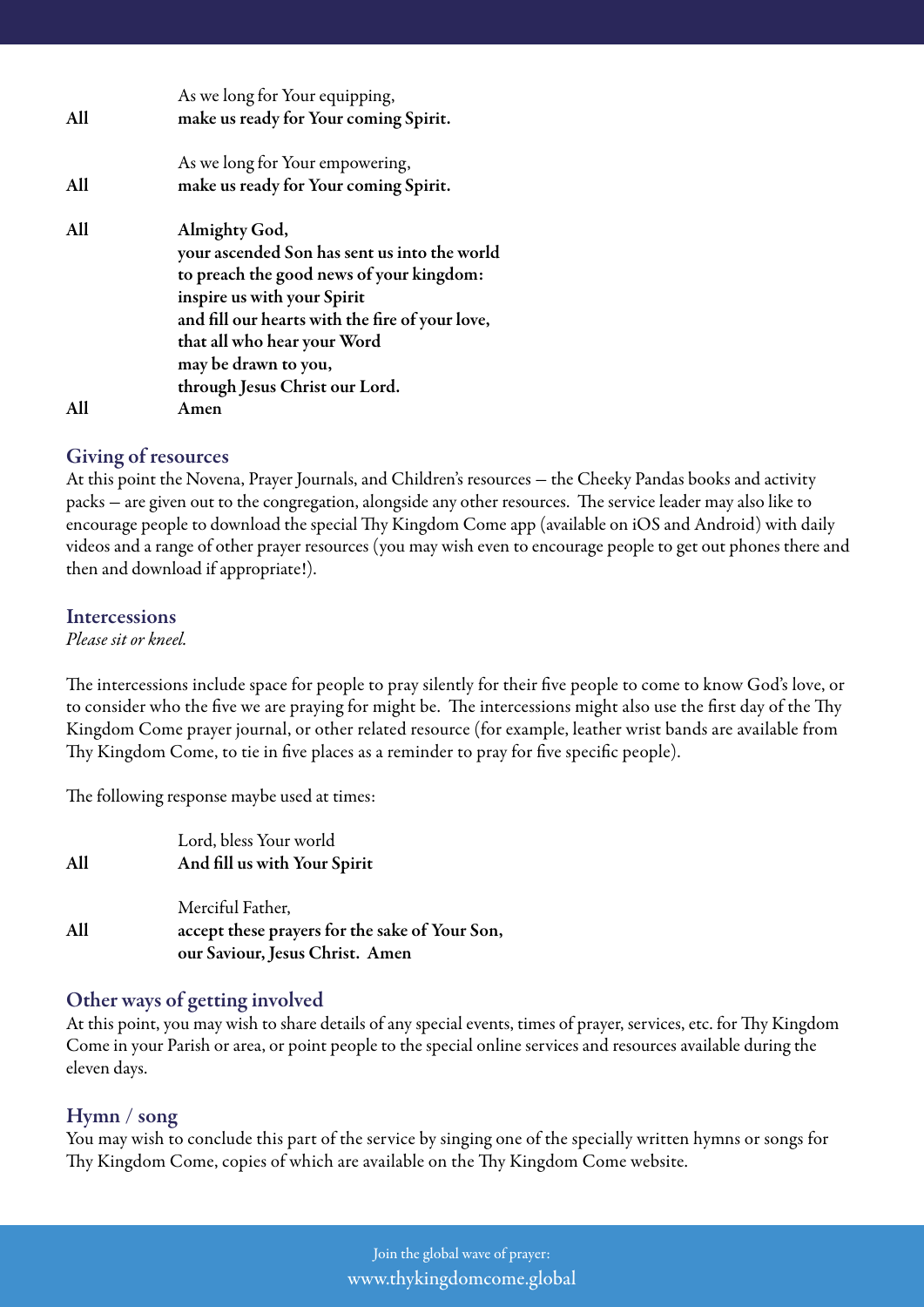As we long for Your equipping,
**All** **make us ready for Your coming Spirit.**

As we long for Your empowering,
**All** **make us ready for Your coming Spirit.**

**All** **Almighty God,**
**your ascended Son has sent us into the world**
**to preach the good news of your kingdom:**
**inspire us with your Spirit**
**and fill our hearts with the fire of your love,**
**that all who hear your Word**
**may be drawn to you,**
**through Jesus Christ our Lord.**
**All** **Amen**

## Giving of resources

At this point the Novena, Prayer Journals, and Children's resources – the Cheeky Pandas books and activity packs – are given out to the congregation, alongside any other resources. The service leader may also like to encourage people to download the special Thy Kingdom Come app (available on iOS and Android) with daily videos and a range of other prayer resources (you may wish even to encourage people to get out phones there and then and download if appropriate!).

## Intercessions

*Please sit or kneel.*

The intercessions include space for people to pray silently for their five people to come to know God's love, or to consider who the five we are praying for might be. The intercessions might also use the first day of the Thy Kingdom Come prayer journal, or other related resource (for example, leather wrist bands are available from Thy Kingdom Come, to tie in five places as a reminder to pray for five specific people).

The following response maybe used at times:

Lord, bless Your world
**All** **And fill us with Your Spirit**

Merciful Father,
**All** **accept these prayers for the sake of Your Son,**
**our Saviour, Jesus Christ. Amen**

## Other ways of getting involved

At this point, you may wish to share details of any special events, times of prayer, services, etc. for Thy Kingdom Come in your Parish or area, or point people to the special online services and resources available during the eleven days.

## Hymn / song

You may wish to conclude this part of the service by singing one of the specially written hymns or songs for Thy Kingdom Come, copies of which are available on the Thy Kingdom Come website.